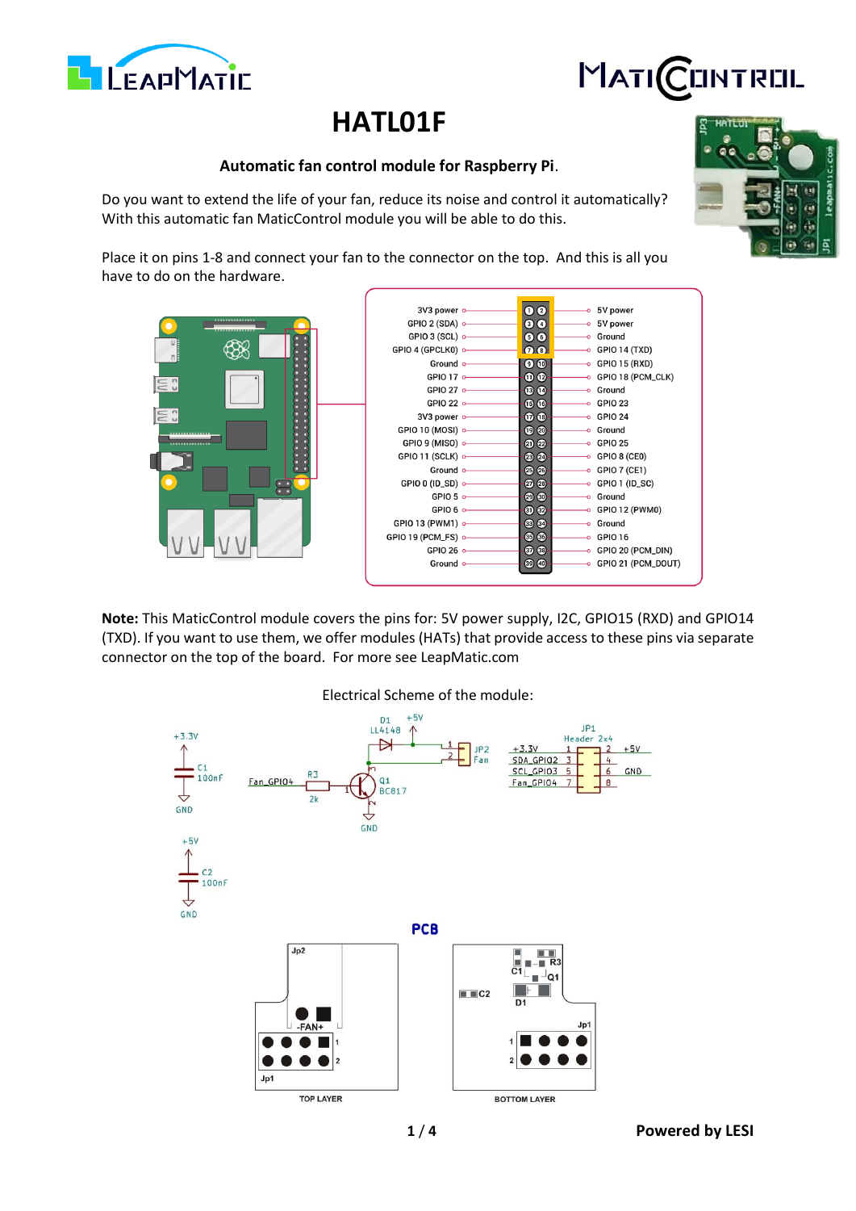# HATL01F

**Automatic fan control module for Raspberry Pi**.

Do you want to extend the life of your fan, reduce its noise and control it automatically? With this automatic fan MaticControl module you will be able to do this.

Place it on pins 1-8 and connect your fan to the connector on the top. And this is all you have to do on the hardware.

| Function | Pin | Pin | Function |
|---|---|---|---|
| 3V3 power | 1 | 2 | 5V power |
| GPIO 2 (SDA) | 3 | 4 | 5V power |
| GPIO 3 (SCL) | 5 | 6 | Ground |
| GPIO 4 (GPCLK0) | 7 | 8 | GPIO 14 (TXD) |
| Ground | 9 | 10 | GPIO 15 (RXD) |
| GPIO 17 | 11 | 12 | GPIO 18 (PCM_CLK) |
| GPIO 27 | 13 | 14 | Ground |
| GPIO 22 | 15 | 16 | GPIO 23 |
| 3V3 power | 17 | 18 | GPIO 24 |
| GPIO 10 (MOSI) | 19 | 20 | Ground |
| GPIO 9 (MISO) | 21 | 22 | GPIO 25 |
| GPIO 11 (SCLK) | 23 | 24 | GPIO 8 (CE0) |
| Ground | 25 | 26 | GPIO 7 (CE1) |
| GPIO 0 (ID_SD) | 27 | 28 | GPIO 1 (ID_SC) |
| GPIO 5 | 29 | 30 | Ground |
| GPIO 6 | 31 | 32 | GPIO 12 (PWM0) |
| GPIO 13 (PWM1) | 33 | 34 | Ground |
| GPIO 19 (PCM_FS) | 35 | 36 | GPIO 16 |
| GPIO 26 | 37 | 38 | GPIO 20 (PCM_DIN) |
| Ground | 39 | 40 | GPIO 21 (PCM_DOUT) |

**Note:** This MaticControl module covers the pins for: 5V power supply, I2C, GPIO15 (RXD) and GPIO14 (TXD). If you want to use them, we offer modules (HATs) that provide access to these pins via separate connector on the top of the board. For more see LeapMatic.com

Electrical Scheme of the module:

**PCB**

TOP LAYER

BOTTOM LAYER

Powered by LESI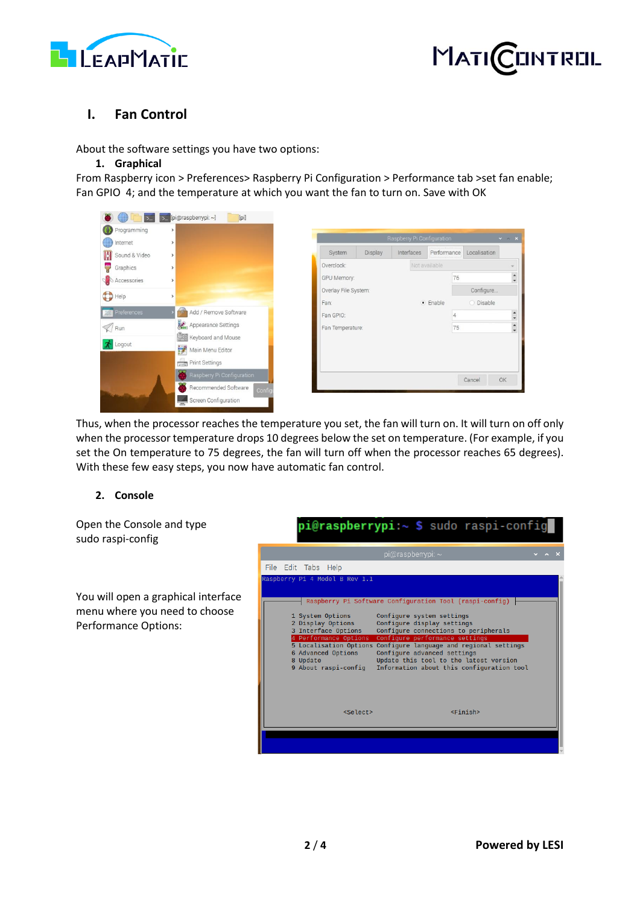# I. Fan Control

About the software settings you have two options:

1. **Graphical**

From Raspberry icon > Preferences> Raspberry Pi Configuration > Performance tab >set fan enable; Fan GPIO 4; and the temperature at which you want the fan to turn on. Save with OK

Thus, when the processor reaches the temperature you set, the fan will turn on. It will turn on off only when the processor temperature drops 10 degrees below the set on temperature. (For example, if you set the On temperature to 75 degrees, the fan will turn off when the processor reaches 65 degrees). With these few easy steps, you now have automatic fan control.

2. **Console**

Open the Console and type sudo raspi-config

You will open a graphical interface menu where you need to choose Performance Options: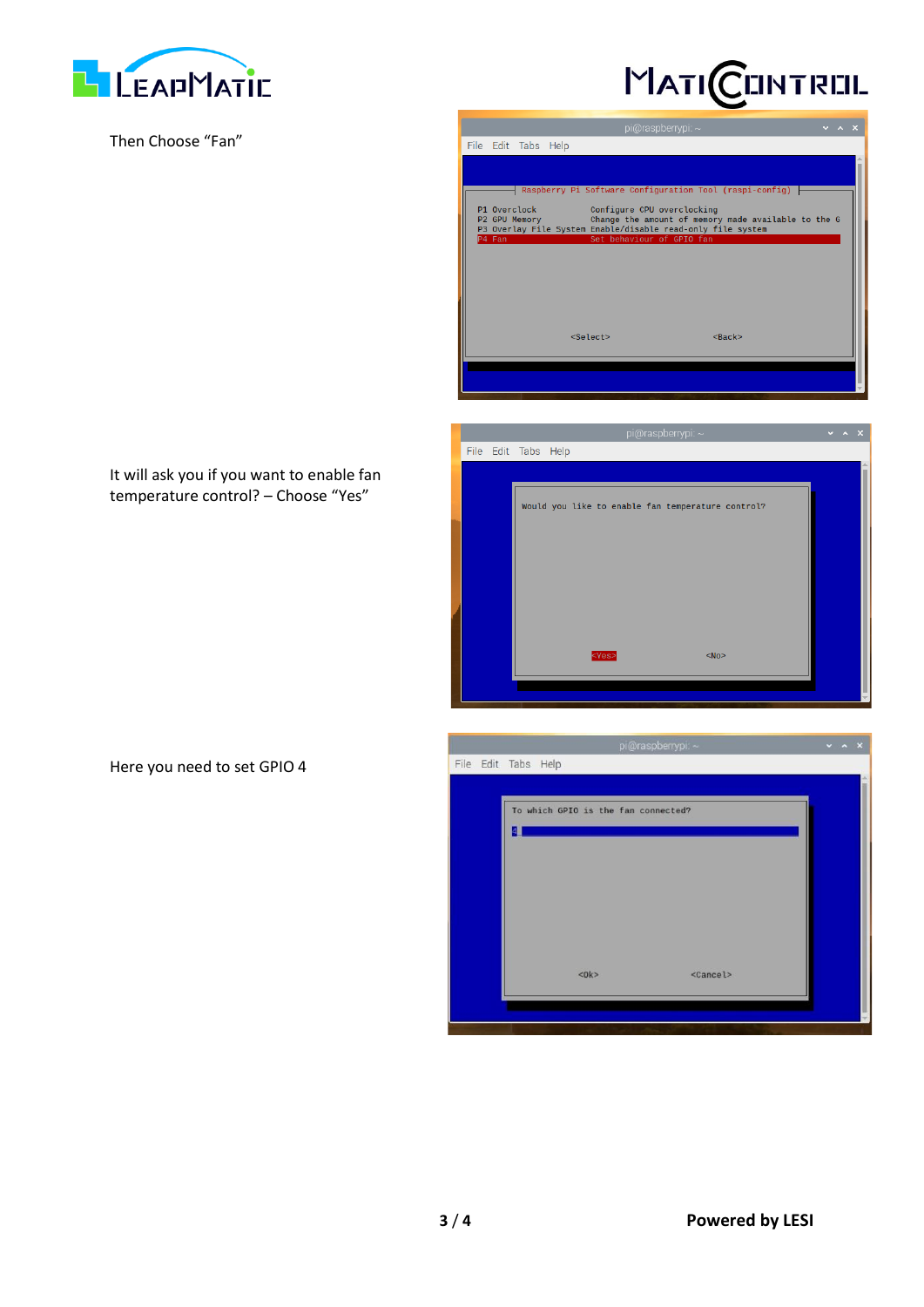Then Choose "Fan"

It will ask you if you want to enable fan temperature control? – Choose "Yes"

Here you need to set GPIO 4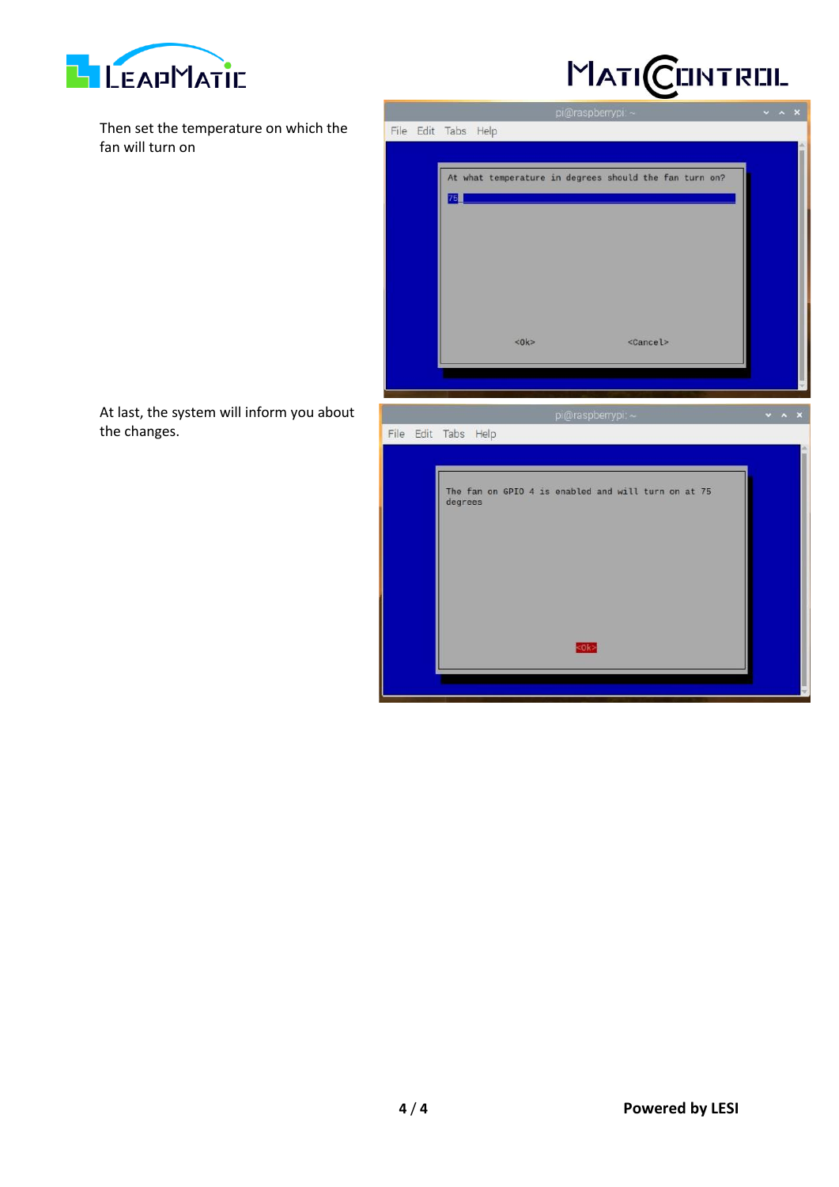Then set the temperature on which the fan will turn on

At last, the system will inform you about the changes.